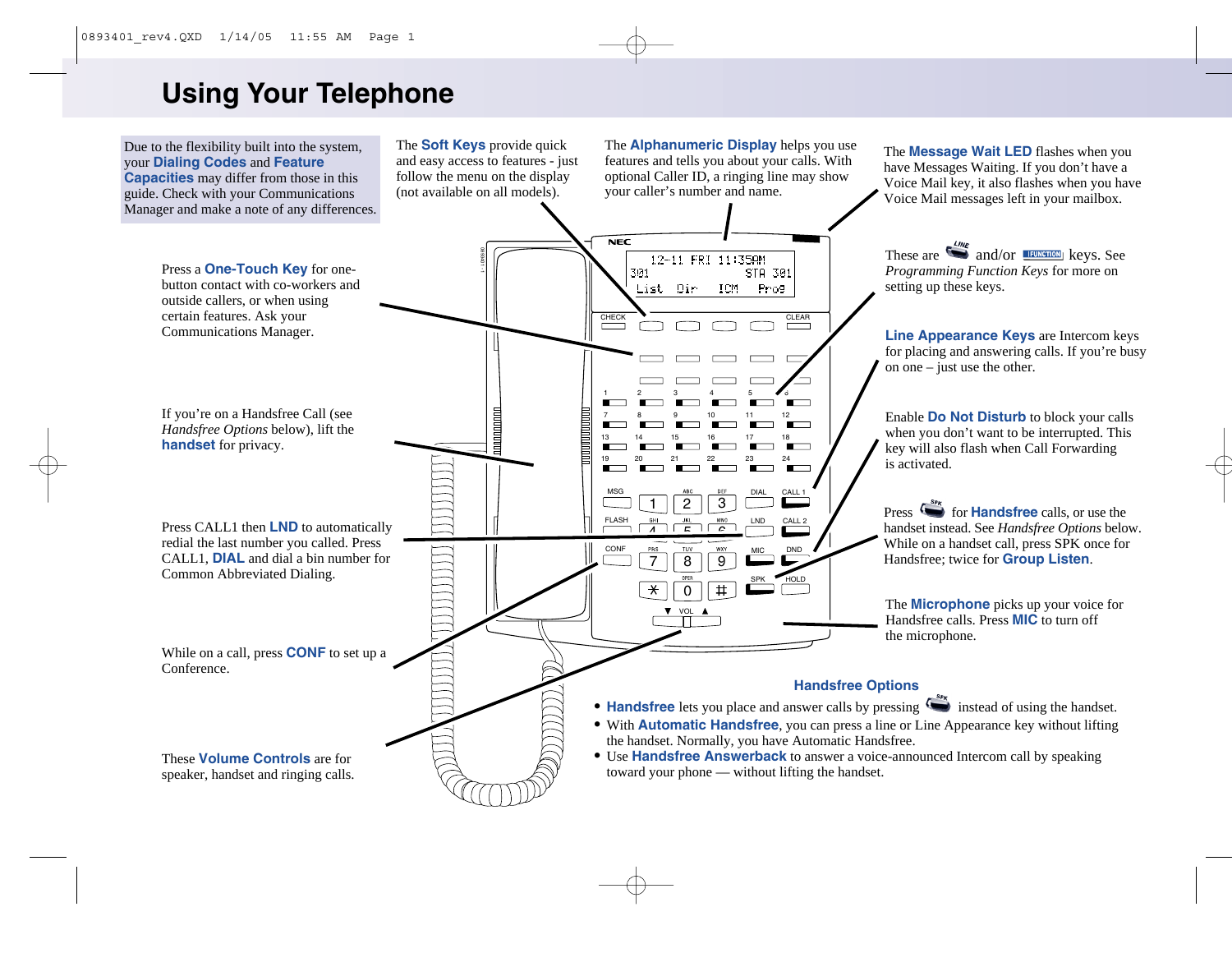# Using Your Telephone

Due to the flexibility built into the system, your **Dialing Codes** and **Feature Capacities** may differ from those in this guide. Check with your Communications Manager and make a note of any differences.

The **Soft Keys** provide quick and easy access to features - just follow the menu on the display (not available on all models).

The **Alphanumeric Display** helps you use features and tells you about your calls. With optional Caller ID, a ringing line may show your caller's number and name.

The **Message Wait LED** flashes when you have Messages Waiting. If you don't have a Voice Mail key, it also flashes when you have Voice Mail messages left in your mailbox.

Press a **One-Touch Key** for one-button contact with co-workers and outside callers, or when using certain features. Ask your Communications Manager.

These are LINE and/or FUNCTION keys. See *Programming Function Keys* for more on setting up these keys.

**Line Appearance Keys** are Intercom keys for placing and answering calls. If you're busy on one – just use the other.

If you're on a Handsfree Call (see *Handsfree Options* below), lift the **handset** for privacy.

Enable **Do Not Disturb** to block your calls when you don't want to be interrupted. This key will also flash when Call Forwarding is activated.

Press CALL1 then **LND** to automatically redial the last number you called. Press CALL1, **DIAL** and dial a bin number for Common Abbreviated Dialing.

Press SPK for **Handsfree** calls, or use the handset instead. See *Handsfree Options* below. While on a handset call, press SPK once for Handsfree; twice for **Group Listen**.

The **Microphone** picks up your voice for Handsfree calls. Press **MIC** to turn off the microphone.

While on a call, press **CONF** to set up a Conference.

These **Volume Controls** are for speaker, handset and ringing calls.

## Handsfree Options

- **Handsfree** lets you place and answer calls by pressing SPK instead of using the handset.
- With **Automatic Handsfree**, you can press a line or Line Appearance key without lifting the handset. Normally, you have Automatic Handsfree.
- Use **Handsfree Answerback** to answer a voice-announced Intercom call by speaking toward your phone — without lifting the handset.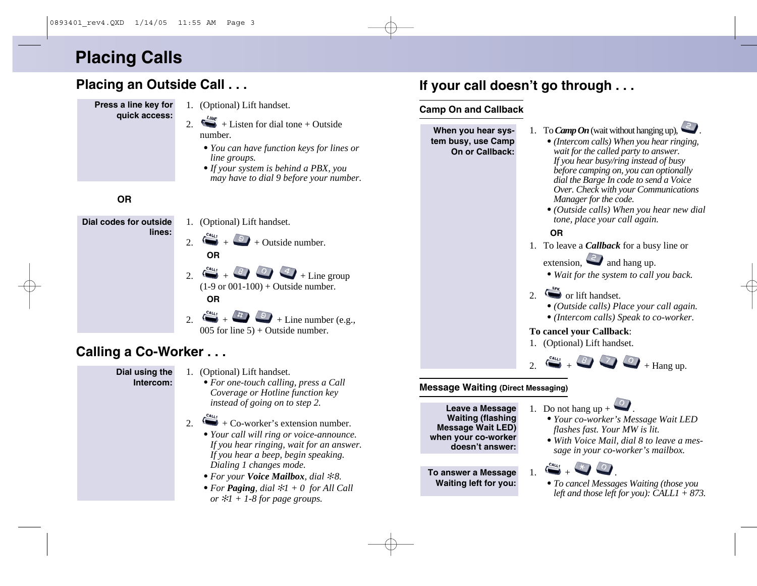# Placing Calls

## Placing an Outside Call . . .

**Press a line key for quick access:**

1. (Optional) Lift handset.
2. LINE + Listen for dial tone + Outside number.
   - *You can have function keys for lines or line groups.*
   - *If your system is behind a PBX, you may have to dial 9 before your number.*

**OR**

**Dial codes for outside lines:**

1. (Optional) Lift handset.
2. CALL1 + 9 + Outside number.

   **OR**

2. CALL1 + 8 0 4 + Line group (1-9 or 001-100) + Outside number.

   **OR**

2. CALL1 + # 9 + Line number (e.g., 005 for line 5) + Outside number.

## Calling a Co-Worker . . .

**Dial using the Intercom:**

1. (Optional) Lift handset.
   - *For one-touch calling, press a Call Coverage or Hotline function key instead of going on to step 2.*
2. CALL1 + Co-worker's extension number.
   - *Your call will ring or voice-announce. If you hear ringing, wait for an answer. If you hear a beep, begin speaking. Dialing 1 changes mode.*
   - *For your **Voice Mailbox**, dial ✻8.*
   - *For **Paging**, dial ✻1 + 0 for All Call or ✻1 + 1-8 for page groups.*

## If your call doesn't go through . . .

### Camp On and Callback

**When you hear system busy, use Camp On or Callback:**

1. To ***Camp On*** (wait without hanging up), 2.
   - *(Intercom calls) When you hear ringing, wait for the called party to answer. If you hear busy/ring instead of busy before camping on, you can optionally dial the Barge In code to send a Voice Over. Check with your Communications Manager for the code.*
   - *(Outside calls) When you hear new dial tone, place your call again.*

**OR**

1. To leave a ***Callback*** for a busy line or extension, 2 and hang up.
   - *Wait for the system to call you back.*
2. SPK or lift handset.
   - *(Outside calls) Place your call again.*
   - *(Intercom calls) Speak to co-worker.*

**To cancel your Callback**:

1. (Optional) Lift handset.
2. CALL1 + 8 7 0 + Hang up.

### Message Waiting (Direct Messaging)

**Leave a Message Waiting (flashing Message Wait LED) when your co-worker doesn't answer:**

1. Do not hang up + 0.
   - *Your co-worker's Message Wait LED flashes fast. Your MW is lit.*
   - *With Voice Mail, dial 8 to leave a message in your co-worker's mailbox.*

**To answer a Message Waiting left for you:**

1. CALL1 + ✻ 0.
   - *To cancel Messages Waiting (those you left and those left for you): CALL1 + 873.*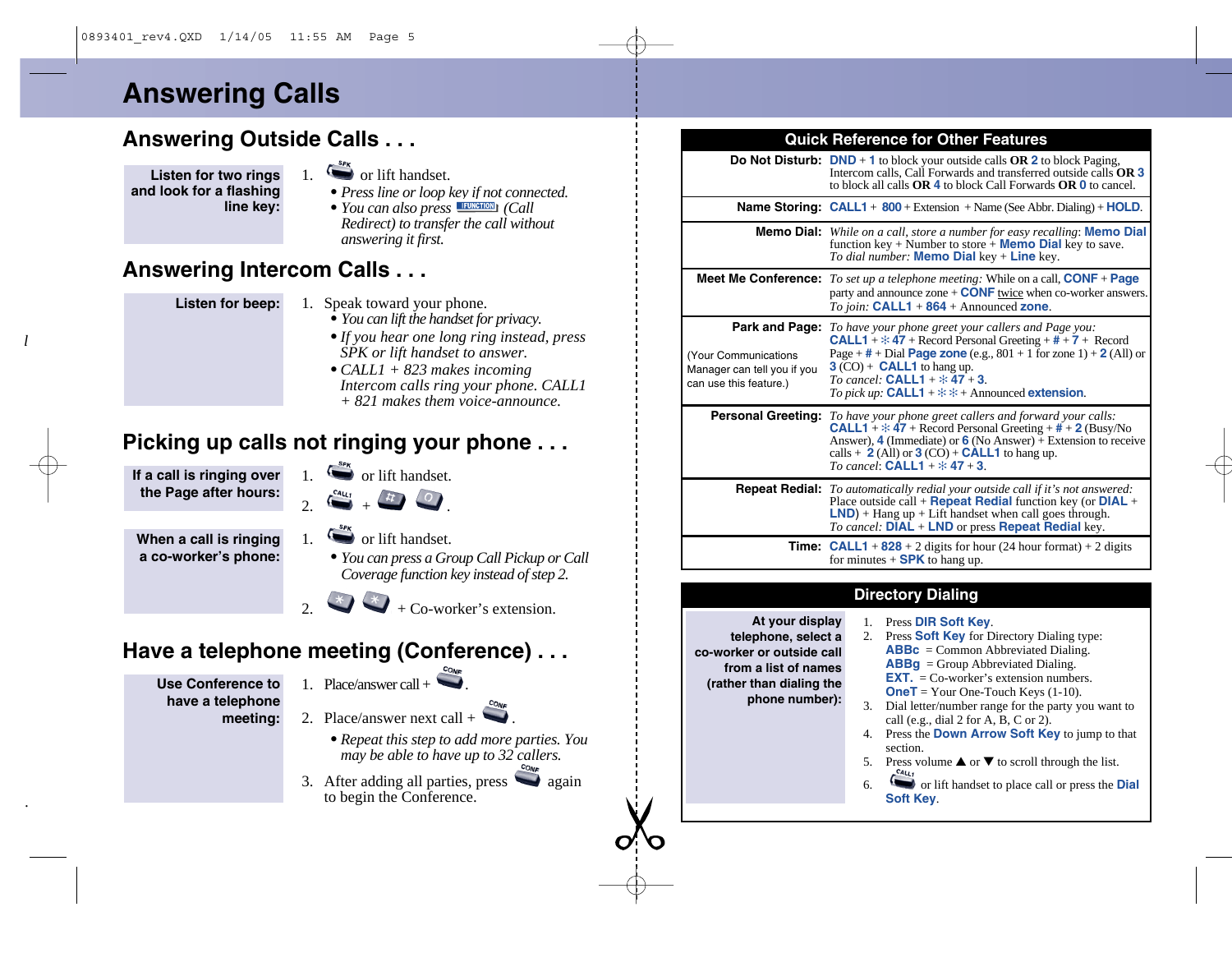# Answering Calls

## Answering Outside Calls . . .

**Listen for two rings and look for a flashing line key:**

1. SPK or lift handset.
   - *Press line or loop key if not connected.*
   - *You can also press* FUNCTION *(Call Redirect) to transfer the call without answering it first.*

## Answering Intercom Calls . . .

**Listen for beep:**

1. Speak toward your phone.
   - *You can lift the handset for privacy.*
   - *If you hear one long ring instead, press SPK or lift handset to answer.*
   - *CALL1 + 823 makes incoming Intercom calls ring your phone. CALL1 + 821 makes them voice-announce.*

## Picking up calls not ringing your phone . . .

**If a call is ringing over the Page after hours:**

1. SPK or lift handset.
2. CALL1 + # 0.

**When a call is ringing a co-worker's phone:**

1. SPK or lift handset.
   - *You can press a Group Call Pickup or Call Coverage function key instead of step 2.*
2. * * + Co-worker's extension.

## Have a telephone meeting (Conference) . . .

**Use Conference to have a telephone meeting:**

1. Place/answer call + CONF.
2. Place/answer next call + CONF.
   - *Repeat this step to add more parties. You may be able to have up to 32 callers.*
3. After adding all parties, press CONF again to begin the Conference.

## Quick Reference for Other Features

| Feature | Instructions |
|---|---|
| **Do Not Disturb:** | **DND** + **1** to block your outside calls **OR** **2** to block Paging, Intercom calls, Call Forwards and transferred outside calls **OR** **3** to block all calls **OR** **4** to block Call Forwards **OR** **0** to cancel. |
| **Name Storing:** | **CALL1** + **800** + Extension + Name (See Abbr. Dialing) + **HOLD**. |
| **Memo Dial:** | *While on a call, store a number for easy recalling:* **Memo Dial** function key + Number to store + **Memo Dial** key to save. *To dial number:* **Memo Dial** key + **Line** key. |
| **Meet Me Conference:** | *To set up a telephone meeting:* While on a call, **CONF** + **Page** party and announce zone + **CONF** twice when co-worker answers. *To join:* **CALL1** + **864** + Announced **zone**. |
| **Park and Page:** (Your Communications Manager can tell you if you can use this feature.) | *To have your phone greet your callers and Page you:* **CALL1** + * **47** + Record Personal Greeting + **#** + **7** + Record Page + **#** + Dial **Page zone** (e.g., 801 + 1 for zone 1) + **2** (All) or **3** (CO) + **CALL1** to hang up. *To cancel:* **CALL1** + * **47** + **3**. *To pick up:* **CALL1** + * * + Announced **extension**. |
| **Personal Greeting:** | *To have your phone greet callers and forward your calls:* **CALL1** + * **47** + Record Personal Greeting + **#** + **2** (Busy/No Answer), **4** (Immediate) or **6** (No Answer) + Extension to receive calls + **2** (All) or **3** (CO) + **CALL1** to hang up. *To cancel:* **CALL1** + * **47** + **3**. |
| **Repeat Redial:** | *To automatically redial your outside call if it's not answered:* Place outside call + **Repeat Redial** function key (or **DIAL** + **LND**) + Hang up + Lift handset when call goes through. *To cancel:* **DIAL** + **LND** or press **Repeat Redial** key. |
| **Time:** | **CALL1** + **828** + 2 digits for hour (24 hour format) + 2 digits for minutes + **SPK** to hang up. |

## Directory Dialing

**At your display telephone, select a co-worker or outside call from a list of names (rather than dialing the phone number):**

1. Press **DIR Soft Key**.
2. Press **Soft Key** for Directory Dialing type:
   **ABBc** = Common Abbreviated Dialing.
   **ABBg** = Group Abbreviated Dialing.
   **EXT.** = Co-worker's extension numbers.
   **OneT** = Your One-Touch Keys (1-10).
3. Dial letter/number range for the party you want to call (e.g., dial 2 for A, B, C or 2).
4. Press the **Down Arrow Soft Key** to jump to that section.
5. Press volume ▲ or ▼ to scroll through the list.
6. CALL1 or lift handset to place call or press the **Dial Soft Key**.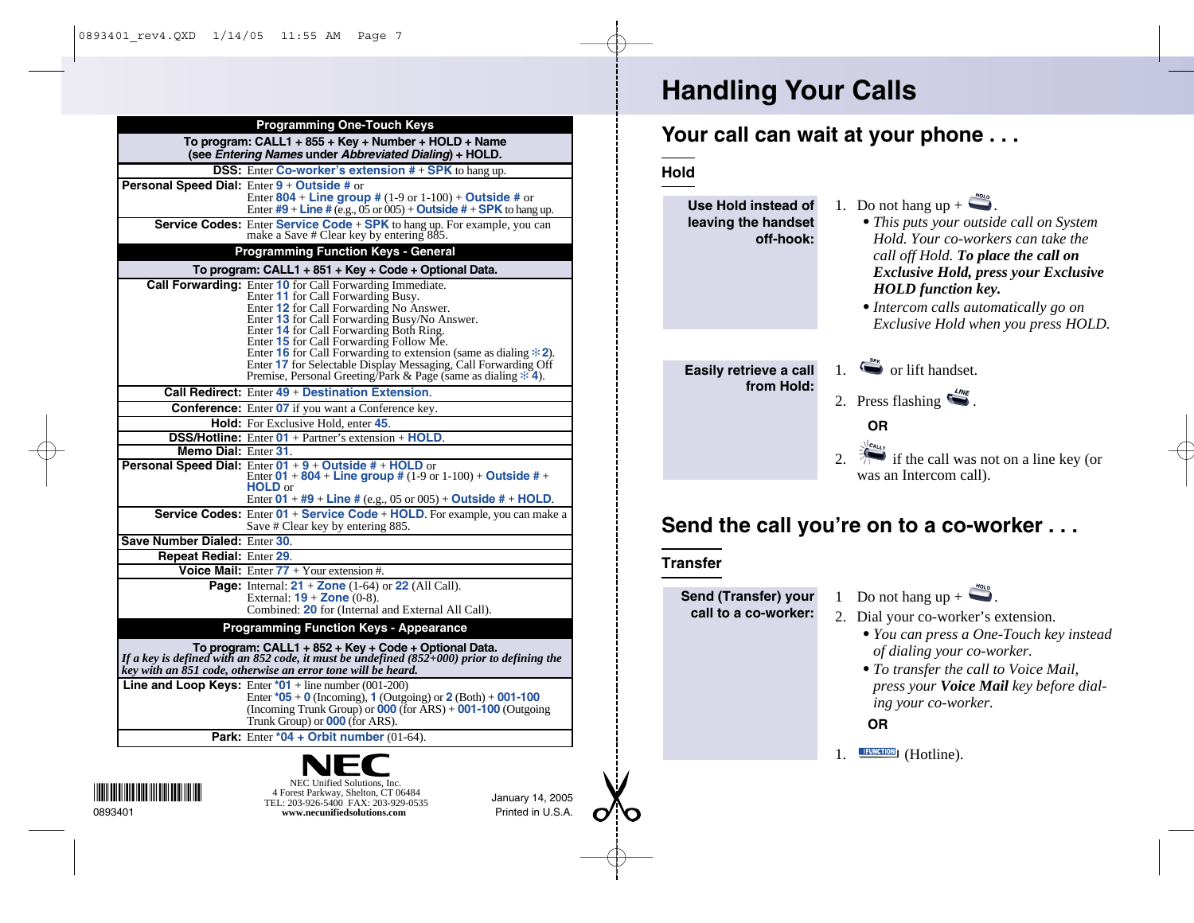| Programming One-Touch Keys | |
|---|---|
| **To program: CALL1 + 855 + Key + Number + HOLD + Name (see *Entering Names* under *Abbreviated Dialing*) + HOLD.** | |
| **DSS:** | Enter Co-worker's extension # + SPK to hang up. |
| **Personal Speed Dial:** | Enter 9 + Outside # or Enter 804 + Line group # (1-9 or 1-100) + Outside # or Enter #9 + Line # (e.g., 05 or 005) + Outside # + SPK to hang up. |
| **Service Codes:** | Enter Service Code + SPK to hang up. For example, you can make a Save # Clear key by entering 885. |
| **Programming Function Keys - General** | |
| **To program: CALL1 + 851 + Key + Code + Optional Data.** | |
| **Call Forwarding:** | Enter 10 for Call Forwarding Immediate. Enter 11 for Call Forwarding Busy. Enter 12 for Call Forwarding No Answer. Enter 13 for Call Forwarding Busy/No Answer. Enter 14 for Call Forwarding Both Ring. Enter 15 for Call Forwarding Follow Me. Enter 16 for Call Forwarding to extension (same as dialing ✻2). Enter 17 for Selectable Display Messaging, Call Forwarding Off Premise, Personal Greeting/Park & Page (same as dialing ✻4). |
| **Call Redirect:** | Enter 49 + Destination Extension. |
| **Conference:** | Enter 07 if you want a Conference key. |
| **Hold:** | For Exclusive Hold, enter 45. |
| **DSS/Hotline:** | Enter 01 + Partner's extension + HOLD. |
| **Memo Dial:** | Enter 31. |
| **Personal Speed Dial:** | Enter 01 + 9 + Outside # + HOLD or Enter 01 + 804 + Line group # (1-9 or 1-100) + Outside # + HOLD or Enter 01 + #9 + Line # (e.g., 05 or 005) + Outside # + HOLD. |
| **Service Codes:** | Enter 01 + Service Code + HOLD. For example, you can make a Save # Clear key by entering 885. |
| **Save Number Dialed:** | Enter 30. |
| **Repeat Redial:** | Enter 29. |
| **Voice Mail:** | Enter 77 + Your extension #. |
| **Page:** | Internal: 21 + Zone (1-64) or 22 (All Call). External: 19 + Zone (0-8). Combined: 20 for (Internal and External All Call). |
| **Programming Function Keys - Appearance** | |
| **To program: CALL1 + 852 + Key + Code + Optional Data.** *If a key is defined with an 852 code, it must be undefined (852+000) prior to defining the key with an 851 code, otherwise an error tone will be heard.* | |
| **Line and Loop Keys:** | Enter ✻01 + line number (001-200) Enter ✻05 + 0 (Incoming), 1 (Outgoing) or 2 (Both) + 001-100 (Incoming Trunk Group) or 000 (for ARS) + 001-100 (Outgoing Trunk Group) or 000 (for ARS). |
| **Park:** | Enter ✻04 + Orbit number (01-64). |

NEC

NEC Unified Solutions, Inc.
4 Forest Parkway, Shelton, CT 06484
TEL: 203-926-5400 FAX: 203-929-0535
**www.necunifiedsolutions.com**

0893401

January 14, 2005
Printed in U.S.A.

# Handling Your Calls

## Your call can wait at your phone . . .

### Hold

**Use Hold instead of leaving the handset off-hook:**

1. Do not hang up + HOLD.
   - *This puts your outside call on System Hold. Your co-workers can take the call off Hold.* ***To place the call on Exclusive Hold, press your Exclusive HOLD function key.***
   - *Intercom calls automatically go on Exclusive Hold when you press HOLD.*

**Easily retrieve a call from Hold:**

1. SPK or lift handset.
2. Press flashing LINE.

**OR**

2. CALL1 if the call was not on a line key (or was an Intercom call).

## Send the call you're on to a co-worker . . .

### Transfer

**Send (Transfer) your call to a co-worker:**

1. Do not hang up + HOLD.
2. Dial your co-worker's extension.
   - *You can press a One-Touch key instead of dialing your co-worker.*
   - *To transfer the call to Voice Mail, press your* ***Voice Mail*** *key before dialing your co-worker.*

**OR**

1. FUNCTION (Hotline).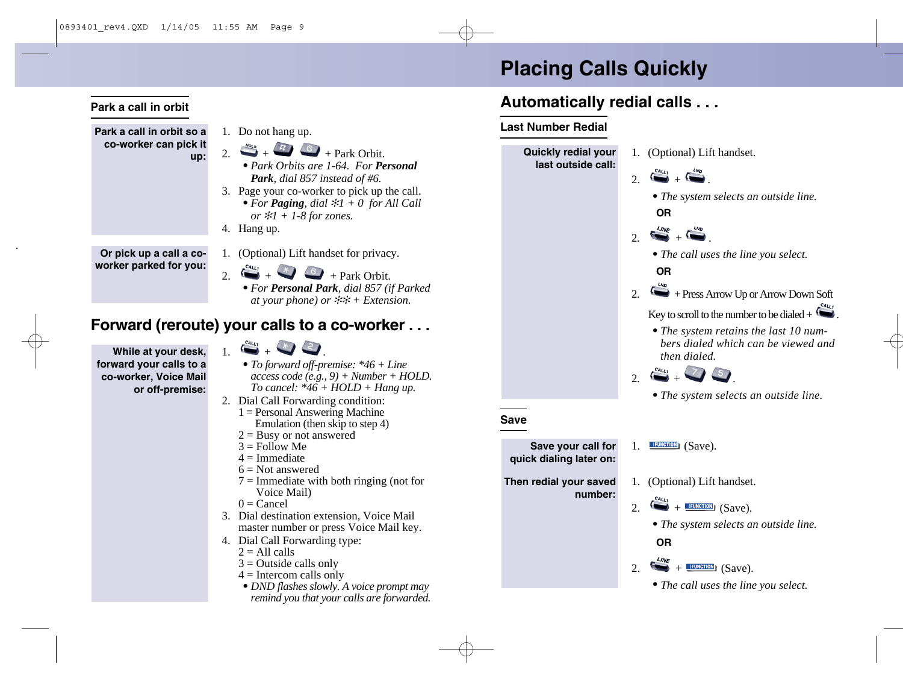# Placing Calls Quickly

## Park a call in orbit

**Park a call in orbit so a co-worker can pick it up:**

1. Do not hang up.
2. HOLD + # 6 + Park Orbit.
   - *Park Orbits are 1-64. For **Personal Park**, dial 857 instead of #6.*
3. Page your co-worker to pick up the call.
   - *For **Paging**, dial ✻1 + 0 for All Call or ✻1 + 1-8 for zones.*
4. Hang up.

**Or pick up a call a co-worker parked for you:**

1. (Optional) Lift handset for privacy.
2. CALL1 + ✻ 6 + Park Orbit.
   - *For **Personal Park**, dial 857 (if Parked at your phone) or ✻✻ + Extension.*

## Forward (reroute) your calls to a co-worker . . .

**While at your desk, forward your calls to a co-worker, Voice Mail or off-premise:**

1. CALL1 + ✻ 2.
   - *To forward off-premise: *46 + Line access code (e.g., 9) + Number + HOLD. To cancel: *46 + HOLD + Hang up.*
2. Dial Call Forwarding condition:
   - 1 = Personal Answering Machine Emulation (then skip to step 4)
   - 2 = Busy or not answered
   - 3 = Follow Me
   - 4 = Immediate
   - 6 = Not answered
   - 7 = Immediate with both ringing (not for Voice Mail)
   - 0 = Cancel
3. Dial destination extension, Voice Mail master number or press Voice Mail key.
4. Dial Call Forwarding type:
   - 2 = All calls
   - 3 = Outside calls only
   - 4 = Intercom calls only
   - *DND flashes slowly. A voice prompt may remind you that your calls are forwarded.*

## Automatically redial calls . . .

### Last Number Redial

**Quickly redial your last outside call:**

1. (Optional) Lift handset.
2. CALL1 + LND.
   - *The system selects an outside line.*

**OR**

2. LINE + LND.
   - *The call uses the line you select.*

**OR**

2. LND + Press Arrow Up or Arrow Down Soft Key to scroll to the number to be dialed + CALL1.
   - *The system retains the last 10 numbers dialed which can be viewed and then dialed.*
2. CALL1 + 7 5.
   - *The system selects an outside line.*

### Save

**Save your call for quick dialing later on:**

1. FUNCTION (Save).

**Then redial your saved number:**

1. (Optional) Lift handset.
2. CALL1 + FUNCTION (Save).
   - *The system selects an outside line.*

**OR**

2. LINE + FUNCTION (Save).
   - *The call uses the line you select.*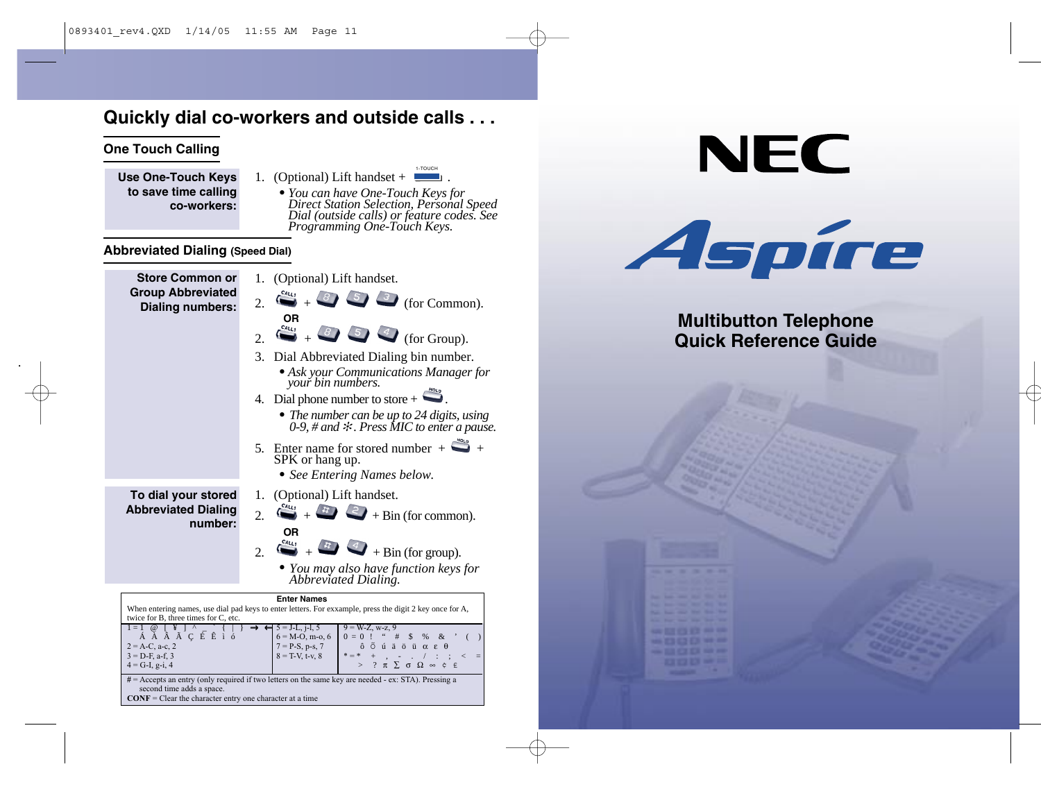# Quickly dial co-workers and outside calls . . .

## One Touch Calling

**Use One-Touch Keys to save time calling co-workers:**

1. (Optional) Lift handset + 1-TOUCH.
   - *You can have One-Touch Keys for Direct Station Selection, Personal Speed Dial (outside calls) or feature codes. See Programming One-Touch Keys.*

## Abbreviated Dialing (Speed Dial)

**Store Common or Group Abbreviated Dialing numbers:**

1. (Optional) Lift handset.
2. CALL1 + 8 5 3 (for Common).

   **OR**

2. CALL1 + 8 5 4 (for Group).
3. Dial Abbreviated Dialing bin number.
   - *Ask your Communications Manager for your bin numbers.*
4. Dial phone number to store + HOLD.
   - *The number can be up to 24 digits, using 0-9, # and ✻. Press MIC to enter a pause.*
5. Enter name for stored number + HOLD + SPK or hang up.
   - *See Entering Names below.*

**To dial your stored Abbreviated Dialing number:**

1. (Optional) Lift handset.
2. CALL1 + # 2 + Bin (for common).

   **OR**

2. CALL1 + # 4 + Bin (for group).
   - *You may also have function keys for Abbreviated Dialing.*

**Enter Names**

When entering names, use dial pad keys to enter letters. For exxample, press the digit 2 key once for A, twice for B, three times for C, etc.

| | | |
|---|---|---|
| 1 = 1 @ [ ¥ ] ^ _ ` { \| } → ← Á À Â Ã Ç É Ê ì ó | 5 = J-L, j-l, 5 | 9 = W-Z, w-z, 9 |
| 2 = A-C, a-c, 2 | 6 = M-O, m-o, 6 | 0 = 0 ! " # $ % & ' ( ) ô Õ ú ä ö ü α ε θ |
| 3 = D-F, a-f, 3 | 7 = P-S, p-s, 7 | ✻ = ✻ + , - . / : ; < = > ? π Σ σ Ω ∞ ¢ £ |
| 4 = G-I, g-i, 4 | 8 = T-V, t-v, 8 | |

# = Accepts an entry (only required if two letters on the same key are needed - ex: STA). Pressing a second time adds a space.

**CONF** = Clear the character entry one character at a time

NEC

Aspire

## Multibutton Telephone Quick Reference Guide